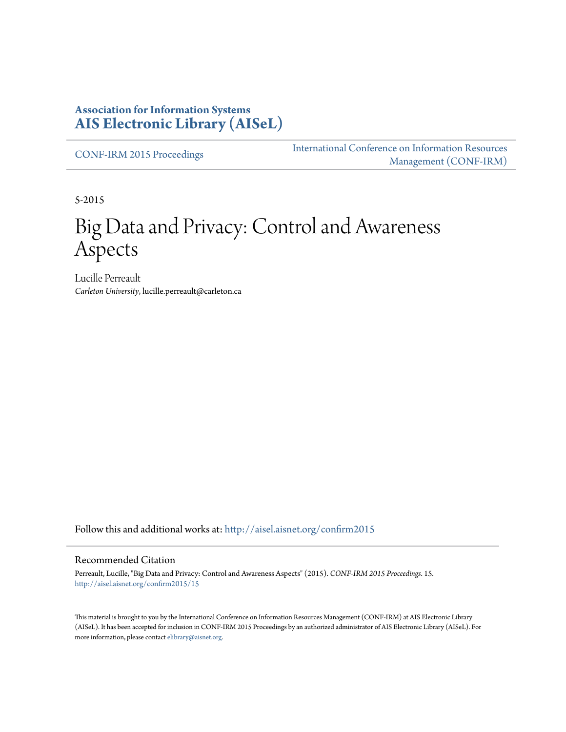**Association for Information Systems**
**AIS Electronic Library (AISeL)**

CONF-IRM 2015 Proceedings

International Conference on Information Resources Management (CONF-IRM)

5-2015

# Big Data and Privacy: Control and Awareness Aspects

Lucille Perreault
*Carleton University*, lucille.perreault@carleton.ca

Follow this and additional works at: http://aisel.aisnet.org/confirm2015

## Recommended Citation

Perreault, Lucille, "Big Data and Privacy: Control and Awareness Aspects" (2015). *CONF-IRM 2015 Proceedings*. 15.
http://aisel.aisnet.org/confirm2015/15

This material is brought to you by the International Conference on Information Resources Management (CONF-IRM) at AIS Electronic Library (AISeL). It has been accepted for inclusion in CONF-IRM 2015 Proceedings by an authorized administrator of AIS Electronic Library (AISeL). For more information, please contact elibrary@aisnet.org.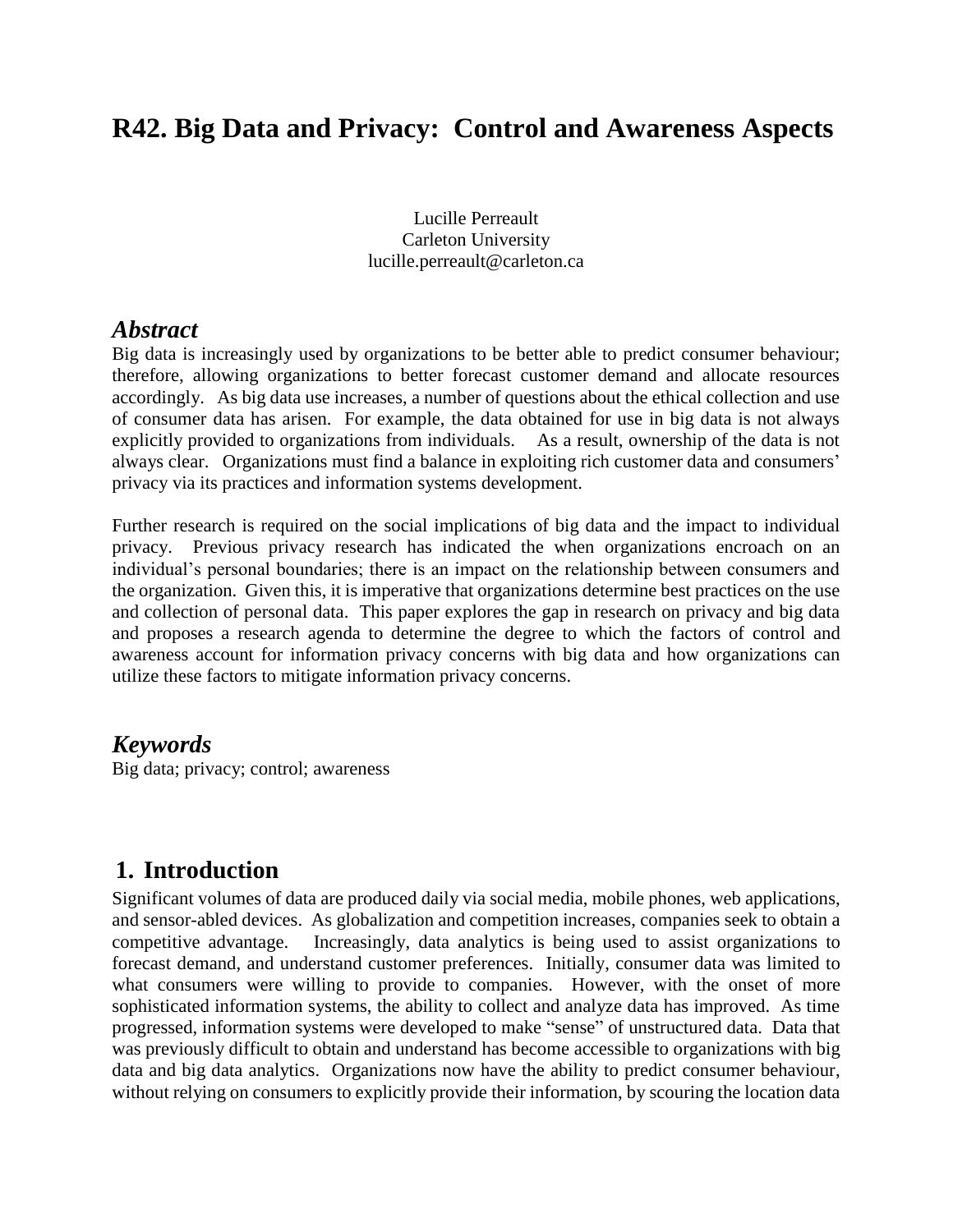# R42. Big Data and Privacy: Control and Awareness Aspects

Lucille Perreault
Carleton University
lucille.perreault@carleton.ca

## *Abstract*

Big data is increasingly used by organizations to be better able to predict consumer behaviour; therefore, allowing organizations to better forecast customer demand and allocate resources accordingly. As big data use increases, a number of questions about the ethical collection and use of consumer data has arisen. For example, the data obtained for use in big data is not always explicitly provided to organizations from individuals. As a result, ownership of the data is not always clear. Organizations must find a balance in exploiting rich customer data and consumers' privacy via its practices and information systems development.

Further research is required on the social implications of big data and the impact to individual privacy. Previous privacy research has indicated the when organizations encroach on an individual's personal boundaries; there is an impact on the relationship between consumers and the organization. Given this, it is imperative that organizations determine best practices on the use and collection of personal data. This paper explores the gap in research on privacy and big data and proposes a research agenda to determine the degree to which the factors of control and awareness account for information privacy concerns with big data and how organizations can utilize these factors to mitigate information privacy concerns.

## *Keywords*

Big data; privacy; control; awareness

## 1. Introduction

Significant volumes of data are produced daily via social media, mobile phones, web applications, and sensor-abled devices. As globalization and competition increases, companies seek to obtain a competitive advantage. Increasingly, data analytics is being used to assist organizations to forecast demand, and understand customer preferences. Initially, consumer data was limited to what consumers were willing to provide to companies. However, with the onset of more sophisticated information systems, the ability to collect and analyze data has improved. As time progressed, information systems were developed to make "sense" of unstructured data. Data that was previously difficult to obtain and understand has become accessible to organizations with big data and big data analytics. Organizations now have the ability to predict consumer behaviour, without relying on consumers to explicitly provide their information, by scouring the location data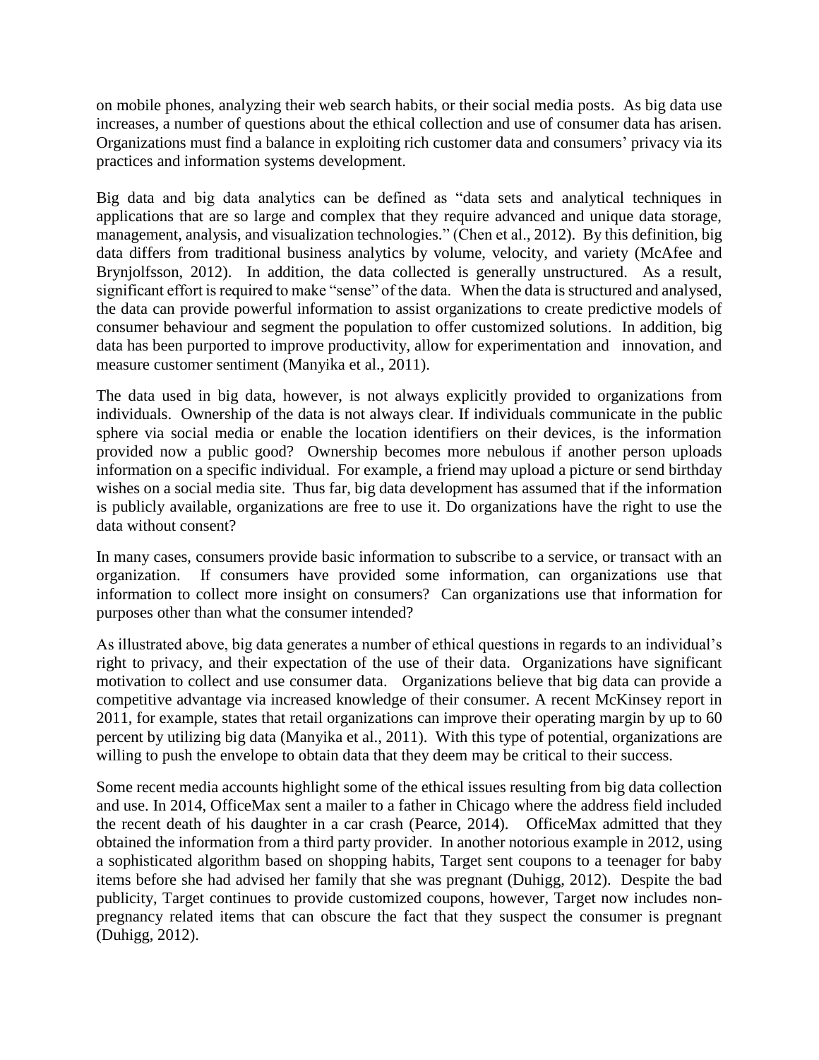on mobile phones, analyzing their web search habits, or their social media posts. As big data use increases, a number of questions about the ethical collection and use of consumer data has arisen. Organizations must find a balance in exploiting rich customer data and consumers' privacy via its practices and information systems development.

Big data and big data analytics can be defined as "data sets and analytical techniques in applications that are so large and complex that they require advanced and unique data storage, management, analysis, and visualization technologies." (Chen et al., 2012). By this definition, big data differs from traditional business analytics by volume, velocity, and variety (McAfee and Brynjolfsson, 2012). In addition, the data collected is generally unstructured. As a result, significant effort is required to make "sense" of the data. When the data is structured and analysed, the data can provide powerful information to assist organizations to create predictive models of consumer behaviour and segment the population to offer customized solutions. In addition, big data has been purported to improve productivity, allow for experimentation and innovation, and measure customer sentiment (Manyika et al., 2011).

The data used in big data, however, is not always explicitly provided to organizations from individuals. Ownership of the data is not always clear. If individuals communicate in the public sphere via social media or enable the location identifiers on their devices, is the information provided now a public good? Ownership becomes more nebulous if another person uploads information on a specific individual. For example, a friend may upload a picture or send birthday wishes on a social media site. Thus far, big data development has assumed that if the information is publicly available, organizations are free to use it. Do organizations have the right to use the data without consent?

In many cases, consumers provide basic information to subscribe to a service, or transact with an organization. If consumers have provided some information, can organizations use that information to collect more insight on consumers? Can organizations use that information for purposes other than what the consumer intended?

As illustrated above, big data generates a number of ethical questions in regards to an individual's right to privacy, and their expectation of the use of their data. Organizations have significant motivation to collect and use consumer data. Organizations believe that big data can provide a competitive advantage via increased knowledge of their consumer. A recent McKinsey report in 2011, for example, states that retail organizations can improve their operating margin by up to 60 percent by utilizing big data (Manyika et al., 2011). With this type of potential, organizations are willing to push the envelope to obtain data that they deem may be critical to their success.

Some recent media accounts highlight some of the ethical issues resulting from big data collection and use. In 2014, OfficeMax sent a mailer to a father in Chicago where the address field included the recent death of his daughter in a car crash (Pearce, 2014). OfficeMax admitted that they obtained the information from a third party provider. In another notorious example in 2012, using a sophisticated algorithm based on shopping habits, Target sent coupons to a teenager for baby items before she had advised her family that she was pregnant (Duhigg, 2012). Despite the bad publicity, Target continues to provide customized coupons, however, Target now includes non-pregnancy related items that can obscure the fact that they suspect the consumer is pregnant (Duhigg, 2012).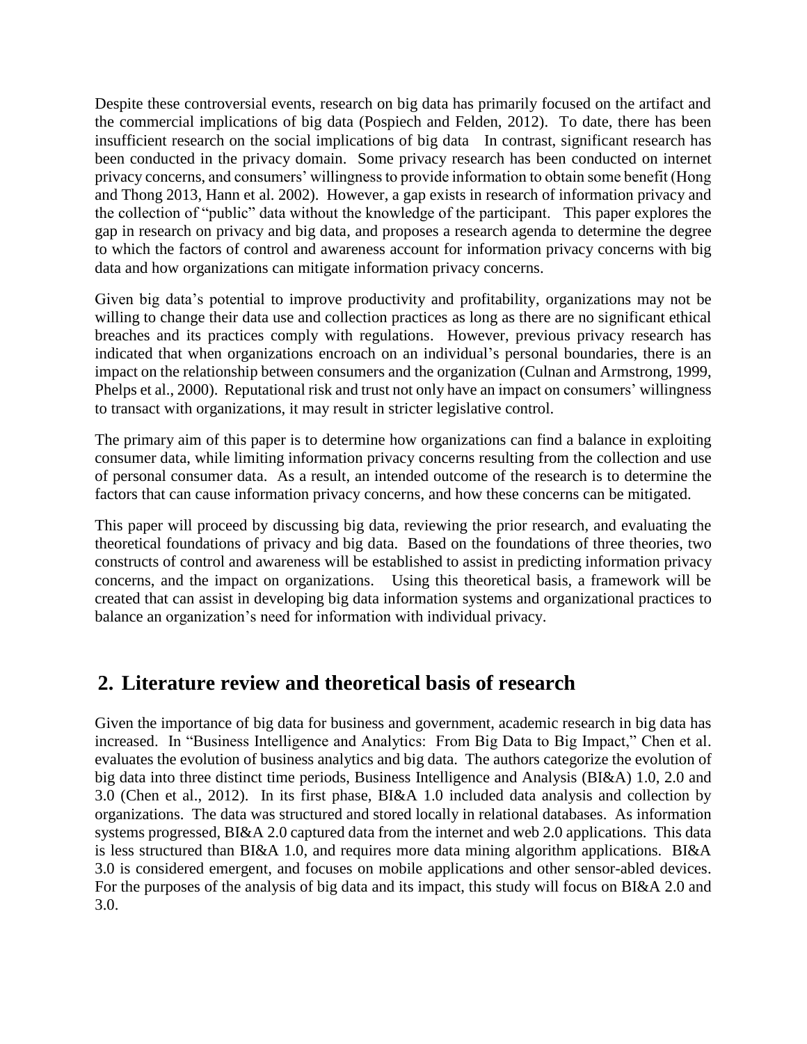Despite these controversial events, research on big data has primarily focused on the artifact and the commercial implications of big data (Pospiech and Felden, 2012). To date, there has been insufficient research on the social implications of big data In contrast, significant research has been conducted in the privacy domain. Some privacy research has been conducted on internet privacy concerns, and consumers' willingness to provide information to obtain some benefit (Hong and Thong 2013, Hann et al. 2002). However, a gap exists in research of information privacy and the collection of "public" data without the knowledge of the participant. This paper explores the gap in research on privacy and big data, and proposes a research agenda to determine the degree to which the factors of control and awareness account for information privacy concerns with big data and how organizations can mitigate information privacy concerns.

Given big data's potential to improve productivity and profitability, organizations may not be willing to change their data use and collection practices as long as there are no significant ethical breaches and its practices comply with regulations. However, previous privacy research has indicated that when organizations encroach on an individual's personal boundaries, there is an impact on the relationship between consumers and the organization (Culnan and Armstrong, 1999, Phelps et al., 2000). Reputational risk and trust not only have an impact on consumers' willingness to transact with organizations, it may result in stricter legislative control.

The primary aim of this paper is to determine how organizations can find a balance in exploiting consumer data, while limiting information privacy concerns resulting from the collection and use of personal consumer data. As a result, an intended outcome of the research is to determine the factors that can cause information privacy concerns, and how these concerns can be mitigated.

This paper will proceed by discussing big data, reviewing the prior research, and evaluating the theoretical foundations of privacy and big data. Based on the foundations of three theories, two constructs of control and awareness will be established to assist in predicting information privacy concerns, and the impact on organizations. Using this theoretical basis, a framework will be created that can assist in developing big data information systems and organizational practices to balance an organization's need for information with individual privacy.

## 2. Literature review and theoretical basis of research

Given the importance of big data for business and government, academic research in big data has increased. In "Business Intelligence and Analytics: From Big Data to Big Impact," Chen et al. evaluates the evolution of business analytics and big data. The authors categorize the evolution of big data into three distinct time periods, Business Intelligence and Analysis (BI&A) 1.0, 2.0 and 3.0 (Chen et al., 2012). In its first phase, BI&A 1.0 included data analysis and collection by organizations. The data was structured and stored locally in relational databases. As information systems progressed, BI&A 2.0 captured data from the internet and web 2.0 applications. This data is less structured than BI&A 1.0, and requires more data mining algorithm applications. BI&A 3.0 is considered emergent, and focuses on mobile applications and other sensor-abled devices. For the purposes of the analysis of big data and its impact, this study will focus on BI&A 2.0 and 3.0.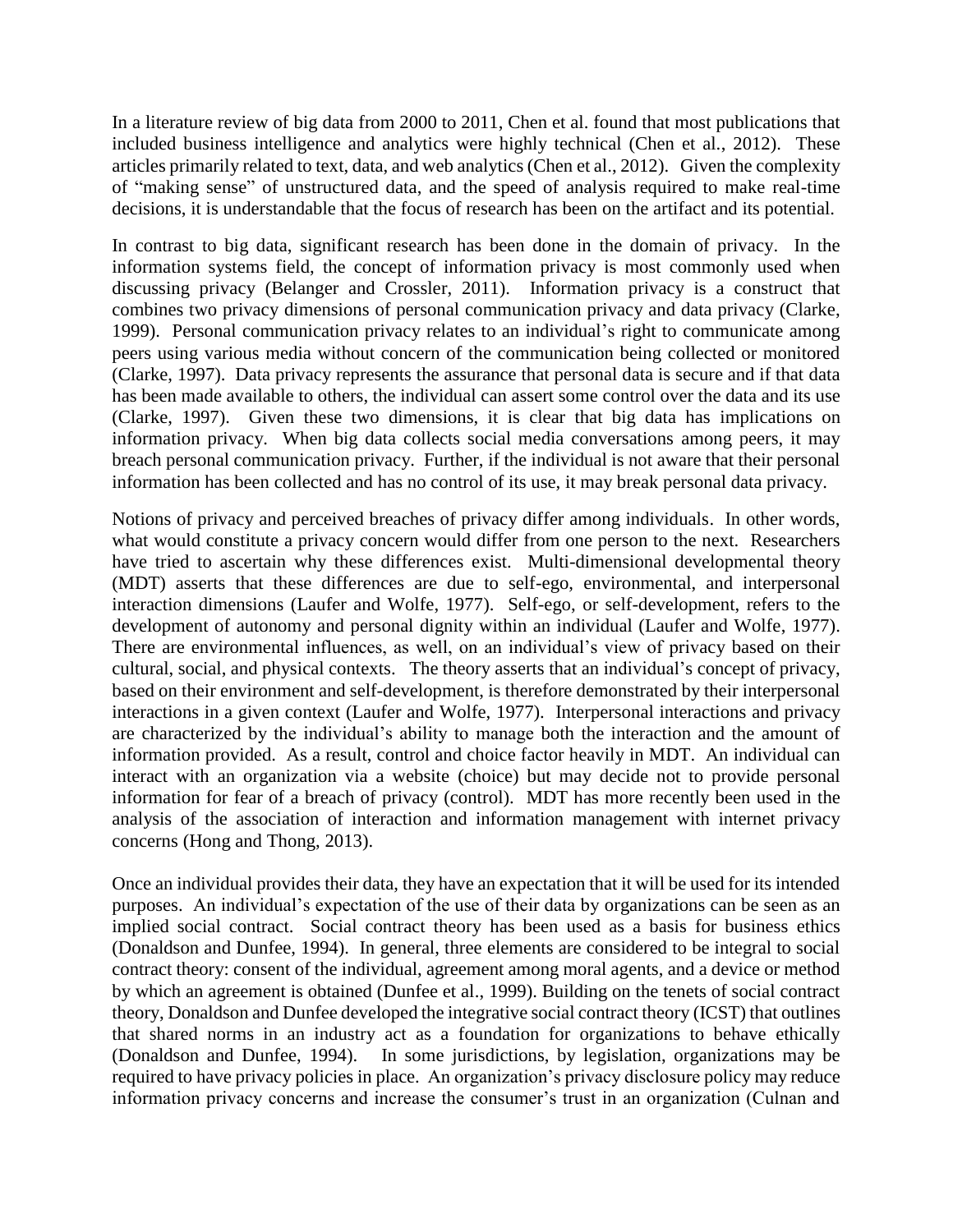In a literature review of big data from 2000 to 2011, Chen et al. found that most publications that included business intelligence and analytics were highly technical (Chen et al., 2012). These articles primarily related to text, data, and web analytics (Chen et al., 2012). Given the complexity of "making sense" of unstructured data, and the speed of analysis required to make real-time decisions, it is understandable that the focus of research has been on the artifact and its potential.

In contrast to big data, significant research has been done in the domain of privacy. In the information systems field, the concept of information privacy is most commonly used when discussing privacy (Belanger and Crossler, 2011). Information privacy is a construct that combines two privacy dimensions of personal communication privacy and data privacy (Clarke, 1999). Personal communication privacy relates to an individual's right to communicate among peers using various media without concern of the communication being collected or monitored (Clarke, 1997). Data privacy represents the assurance that personal data is secure and if that data has been made available to others, the individual can assert some control over the data and its use (Clarke, 1997). Given these two dimensions, it is clear that big data has implications on information privacy. When big data collects social media conversations among peers, it may breach personal communication privacy. Further, if the individual is not aware that their personal information has been collected and has no control of its use, it may break personal data privacy.

Notions of privacy and perceived breaches of privacy differ among individuals. In other words, what would constitute a privacy concern would differ from one person to the next. Researchers have tried to ascertain why these differences exist. Multi-dimensional developmental theory (MDT) asserts that these differences are due to self-ego, environmental, and interpersonal interaction dimensions (Laufer and Wolfe, 1977). Self-ego, or self-development, refers to the development of autonomy and personal dignity within an individual (Laufer and Wolfe, 1977). There are environmental influences, as well, on an individual's view of privacy based on their cultural, social, and physical contexts. The theory asserts that an individual's concept of privacy, based on their environment and self-development, is therefore demonstrated by their interpersonal interactions in a given context (Laufer and Wolfe, 1977). Interpersonal interactions and privacy are characterized by the individual's ability to manage both the interaction and the amount of information provided. As a result, control and choice factor heavily in MDT. An individual can interact with an organization via a website (choice) but may decide not to provide personal information for fear of a breach of privacy (control). MDT has more recently been used in the analysis of the association of interaction and information management with internet privacy concerns (Hong and Thong, 2013).

Once an individual provides their data, they have an expectation that it will be used for its intended purposes. An individual's expectation of the use of their data by organizations can be seen as an implied social contract. Social contract theory has been used as a basis for business ethics (Donaldson and Dunfee, 1994). In general, three elements are considered to be integral to social contract theory: consent of the individual, agreement among moral agents, and a device or method by which an agreement is obtained (Dunfee et al., 1999). Building on the tenets of social contract theory, Donaldson and Dunfee developed the integrative social contract theory (ICST) that outlines that shared norms in an industry act as a foundation for organizations to behave ethically (Donaldson and Dunfee, 1994). In some jurisdictions, by legislation, organizations may be required to have privacy policies in place. An organization's privacy disclosure policy may reduce information privacy concerns and increase the consumer's trust in an organization (Culnan and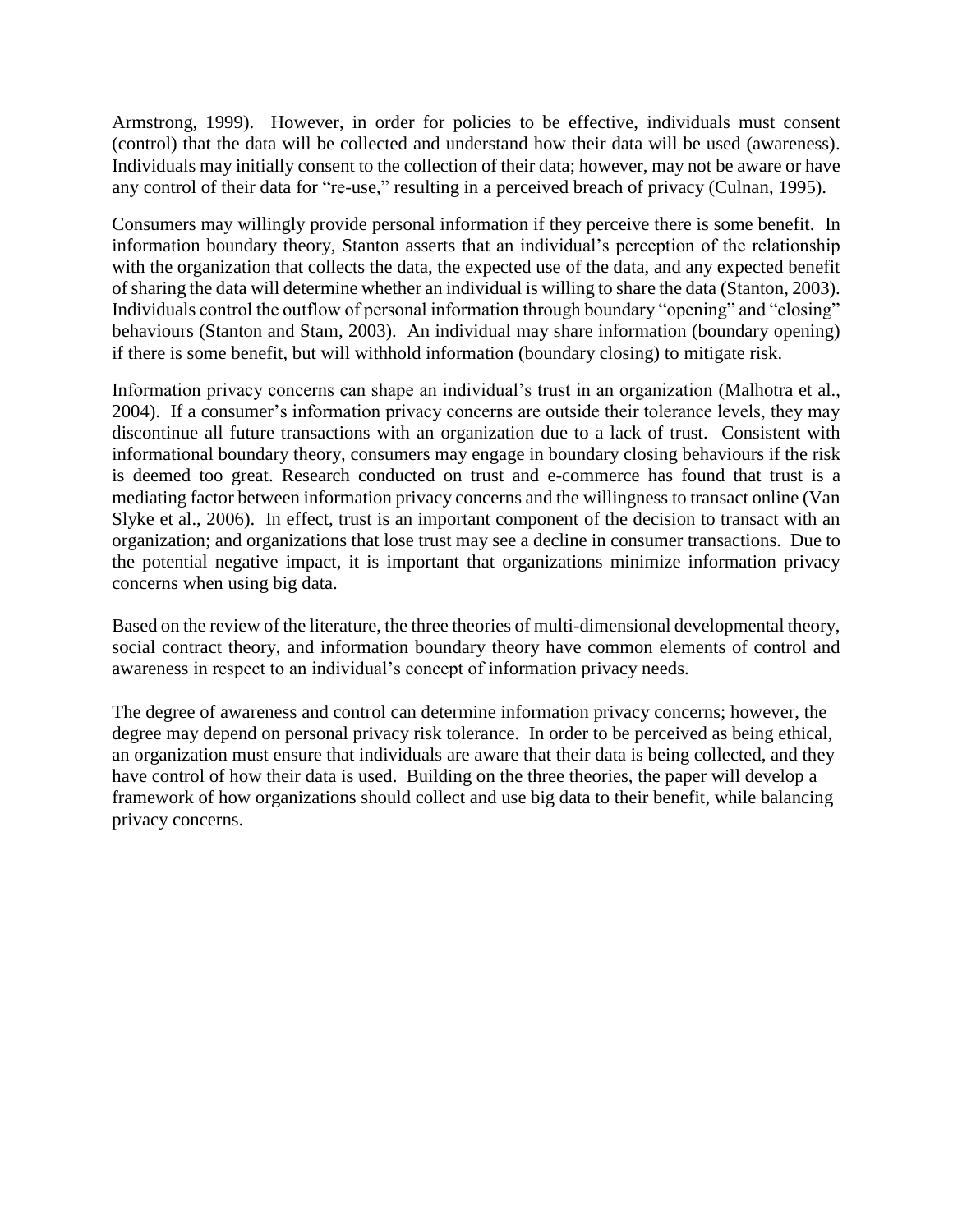Armstrong, 1999). However, in order for policies to be effective, individuals must consent (control) that the data will be collected and understand how their data will be used (awareness). Individuals may initially consent to the collection of their data; however, may not be aware or have any control of their data for "re-use," resulting in a perceived breach of privacy (Culnan, 1995).

Consumers may willingly provide personal information if they perceive there is some benefit. In information boundary theory, Stanton asserts that an individual's perception of the relationship with the organization that collects the data, the expected use of the data, and any expected benefit of sharing the data will determine whether an individual is willing to share the data (Stanton, 2003). Individuals control the outflow of personal information through boundary "opening" and "closing" behaviours (Stanton and Stam, 2003). An individual may share information (boundary opening) if there is some benefit, but will withhold information (boundary closing) to mitigate risk.

Information privacy concerns can shape an individual's trust in an organization (Malhotra et al., 2004). If a consumer's information privacy concerns are outside their tolerance levels, they may discontinue all future transactions with an organization due to a lack of trust. Consistent with informational boundary theory, consumers may engage in boundary closing behaviours if the risk is deemed too great. Research conducted on trust and e-commerce has found that trust is a mediating factor between information privacy concerns and the willingness to transact online (Van Slyke et al., 2006). In effect, trust is an important component of the decision to transact with an organization; and organizations that lose trust may see a decline in consumer transactions. Due to the potential negative impact, it is important that organizations minimize information privacy concerns when using big data.

Based on the review of the literature, the three theories of multi-dimensional developmental theory, social contract theory, and information boundary theory have common elements of control and awareness in respect to an individual's concept of information privacy needs.

The degree of awareness and control can determine information privacy concerns; however, the degree may depend on personal privacy risk tolerance. In order to be perceived as being ethical, an organization must ensure that individuals are aware that their data is being collected, and they have control of how their data is used. Building on the three theories, the paper will develop a framework of how organizations should collect and use big data to their benefit, while balancing privacy concerns.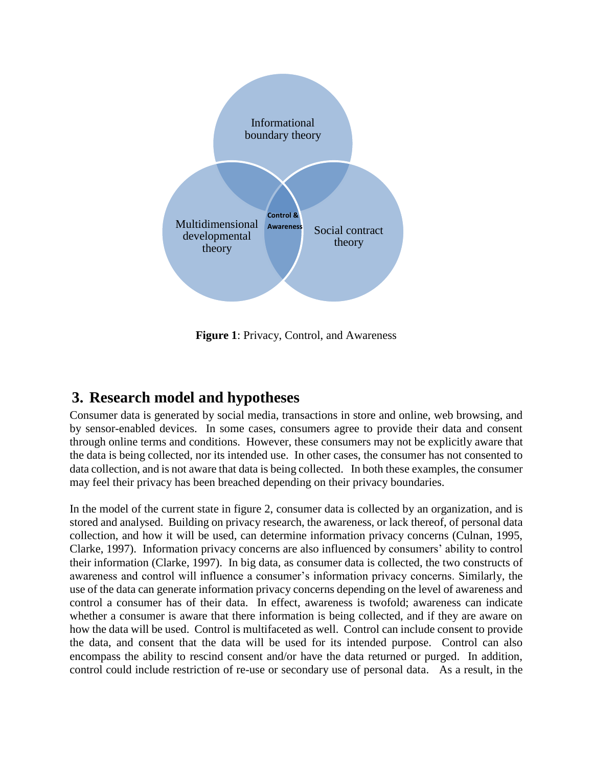Informational boundary theory

Multidimensional developmental theory

Control & Awareness

Social contract theory

**Figure 1**: Privacy, Control, and Awareness

## 3. Research model and hypotheses

Consumer data is generated by social media, transactions in store and online, web browsing, and by sensor-enabled devices. In some cases, consumers agree to provide their data and consent through online terms and conditions. However, these consumers may not be explicitly aware that the data is being collected, nor its intended use. In other cases, the consumer has not consented to data collection, and is not aware that data is being collected. In both these examples, the consumer may feel their privacy has been breached depending on their privacy boundaries.

In the model of the current state in figure 2, consumer data is collected by an organization, and is stored and analysed. Building on privacy research, the awareness, or lack thereof, of personal data collection, and how it will be used, can determine information privacy concerns (Culnan, 1995, Clarke, 1997). Information privacy concerns are also influenced by consumers' ability to control their information (Clarke, 1997). In big data, as consumer data is collected, the two constructs of awareness and control will influence a consumer's information privacy concerns. Similarly, the use of the data can generate information privacy concerns depending on the level of awareness and control a consumer has of their data. In effect, awareness is twofold; awareness can indicate whether a consumer is aware that there information is being collected, and if they are aware on how the data will be used. Control is multifaceted as well. Control can include consent to provide the data, and consent that the data will be used for its intended purpose. Control can also encompass the ability to rescind consent and/or have the data returned or purged. In addition, control could include restriction of re-use or secondary use of personal data. As a result, in the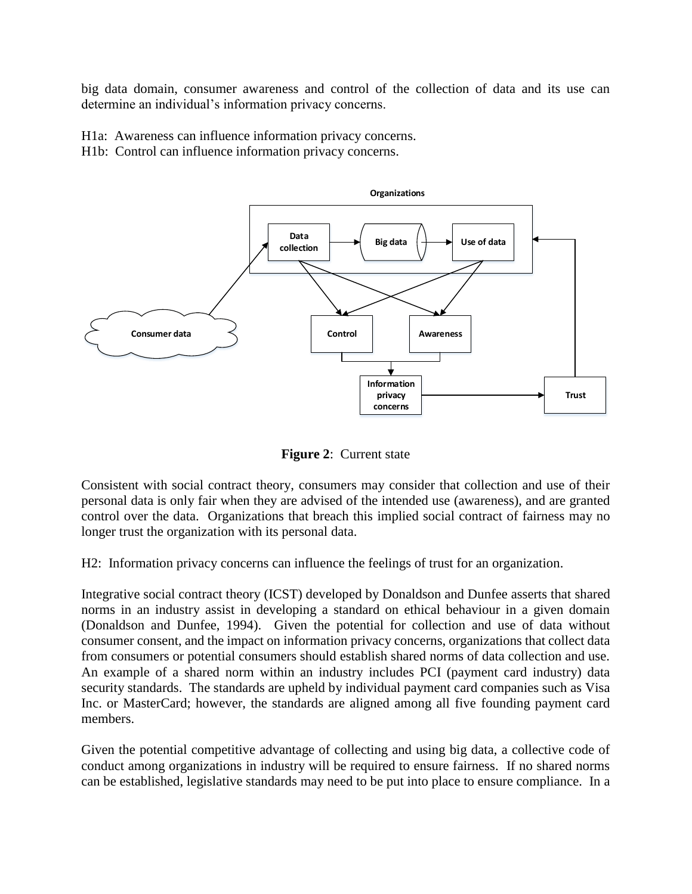big data domain, consumer awareness and control of the collection of data and its use can determine an individual's information privacy concerns.

H1a: Awareness can influence information privacy concerns.
H1b: Control can influence information privacy concerns.

Organizations

Data collection

Big data

Use of data

Consumer data

Control

Awareness

Information privacy concerns

Trust

**Figure 2**: Current state

Consistent with social contract theory, consumers may consider that collection and use of their personal data is only fair when they are advised of the intended use (awareness), and are granted control over the data. Organizations that breach this implied social contract of fairness may no longer trust the organization with its personal data.

H2: Information privacy concerns can influence the feelings of trust for an organization.

Integrative social contract theory (ICST) developed by Donaldson and Dunfee asserts that shared norms in an industry assist in developing a standard on ethical behaviour in a given domain (Donaldson and Dunfee, 1994). Given the potential for collection and use of data without consumer consent, and the impact on information privacy concerns, organizations that collect data from consumers or potential consumers should establish shared norms of data collection and use. An example of a shared norm within an industry includes PCI (payment card industry) data security standards. The standards are upheld by individual payment card companies such as Visa Inc. or MasterCard; however, the standards are aligned among all five founding payment card members.

Given the potential competitive advantage of collecting and using big data, a collective code of conduct among organizations in industry will be required to ensure fairness. If no shared norms can be established, legislative standards may need to be put into place to ensure compliance. In a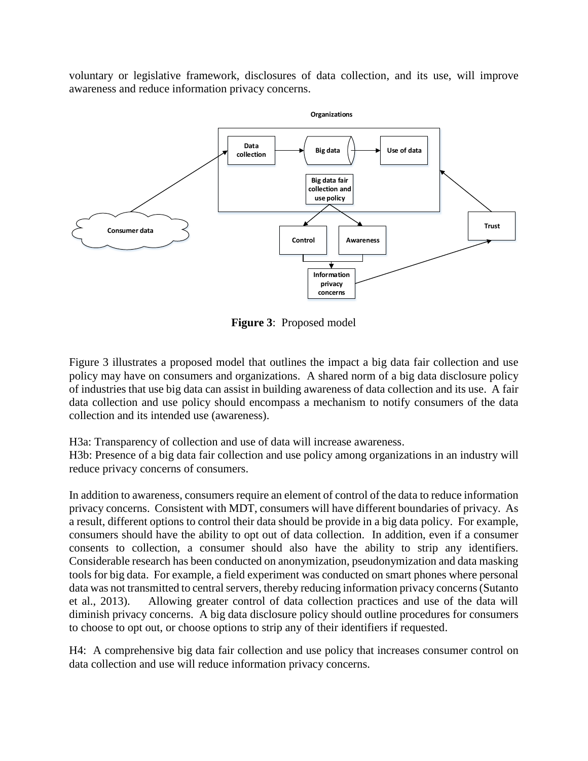voluntary or legislative framework, disclosures of data collection, and its use, will improve awareness and reduce information privacy concerns.

Organizations

Data collection

Big data

Use of data

Big data fair collection and use policy

Consumer data

Control

Awareness

Trust

Information privacy concerns

**Figure 3**: Proposed model

Figure 3 illustrates a proposed model that outlines the impact a big data fair collection and use policy may have on consumers and organizations. A shared norm of a big data disclosure policy of industries that use big data can assist in building awareness of data collection and its use. A fair data collection and use policy should encompass a mechanism to notify consumers of the data collection and its intended use (awareness).

H3a: Transparency of collection and use of data will increase awareness.
H3b: Presence of a big data fair collection and use policy among organizations in an industry will reduce privacy concerns of consumers.

In addition to awareness, consumers require an element of control of the data to reduce information privacy concerns. Consistent with MDT, consumers will have different boundaries of privacy. As a result, different options to control their data should be provide in a big data policy. For example, consumers should have the ability to opt out of data collection. In addition, even if a consumer consents to collection, a consumer should also have the ability to strip any identifiers. Considerable research has been conducted on anonymization, pseudonymization and data masking tools for big data. For example, a field experiment was conducted on smart phones where personal data was not transmitted to central servers, thereby reducing information privacy concerns (Sutanto et al., 2013). Allowing greater control of data collection practices and use of the data will diminish privacy concerns. A big data disclosure policy should outline procedures for consumers to choose to opt out, or choose options to strip any of their identifiers if requested.

H4: A comprehensive big data fair collection and use policy that increases consumer control on data collection and use will reduce information privacy concerns.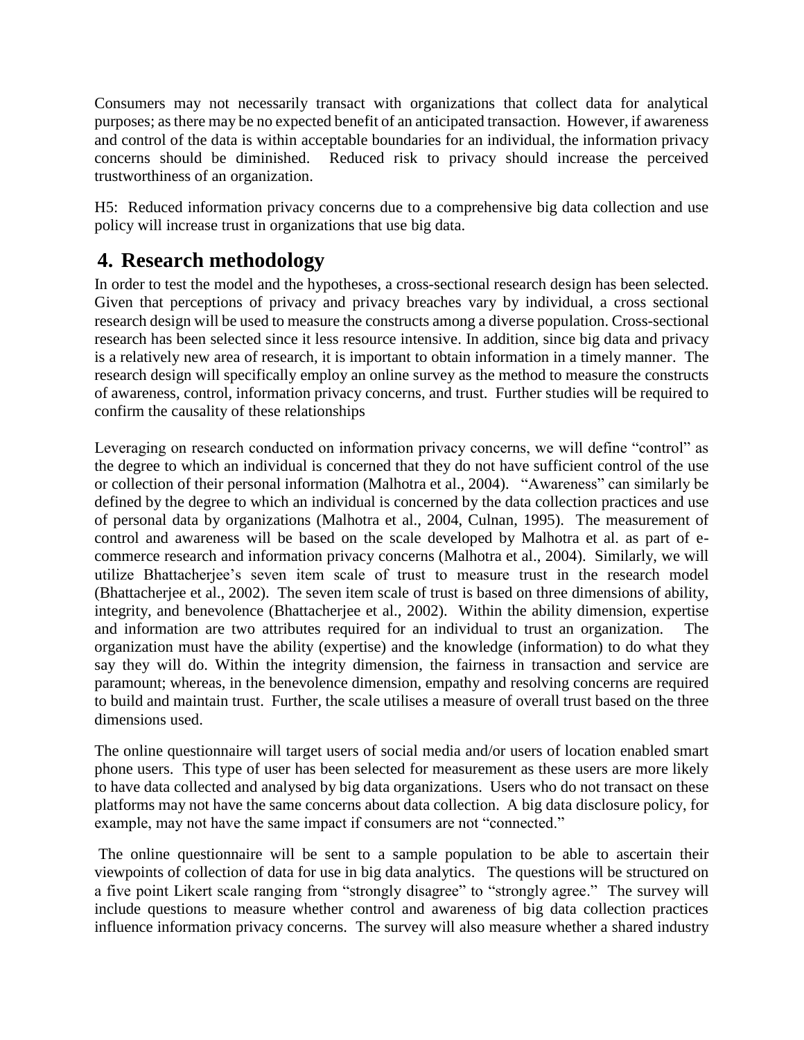Consumers may not necessarily transact with organizations that collect data for analytical purposes; as there may be no expected benefit of an anticipated transaction. However, if awareness and control of the data is within acceptable boundaries for an individual, the information privacy concerns should be diminished. Reduced risk to privacy should increase the perceived trustworthiness of an organization.

H5: Reduced information privacy concerns due to a comprehensive big data collection and use policy will increase trust in organizations that use big data.

# 4. Research methodology

In order to test the model and the hypotheses, a cross-sectional research design has been selected. Given that perceptions of privacy and privacy breaches vary by individual, a cross sectional research design will be used to measure the constructs among a diverse population. Cross-sectional research has been selected since it less resource intensive. In addition, since big data and privacy is a relatively new area of research, it is important to obtain information in a timely manner. The research design will specifically employ an online survey as the method to measure the constructs of awareness, control, information privacy concerns, and trust. Further studies will be required to confirm the causality of these relationships

Leveraging on research conducted on information privacy concerns, we will define "control" as the degree to which an individual is concerned that they do not have sufficient control of the use or collection of their personal information (Malhotra et al., 2004). "Awareness" can similarly be defined by the degree to which an individual is concerned by the data collection practices and use of personal data by organizations (Malhotra et al., 2004, Culnan, 1995). The measurement of control and awareness will be based on the scale developed by Malhotra et al. as part of e-commerce research and information privacy concerns (Malhotra et al., 2004). Similarly, we will utilize Bhattacherjee's seven item scale of trust to measure trust in the research model (Bhattacherjee et al., 2002). The seven item scale of trust is based on three dimensions of ability, integrity, and benevolence (Bhattacherjee et al., 2002). Within the ability dimension, expertise and information are two attributes required for an individual to trust an organization. The organization must have the ability (expertise) and the knowledge (information) to do what they say they will do. Within the integrity dimension, the fairness in transaction and service are paramount; whereas, in the benevolence dimension, empathy and resolving concerns are required to build and maintain trust. Further, the scale utilises a measure of overall trust based on the three dimensions used.

The online questionnaire will target users of social media and/or users of location enabled smart phone users. This type of user has been selected for measurement as these users are more likely to have data collected and analysed by big data organizations. Users who do not transact on these platforms may not have the same concerns about data collection. A big data disclosure policy, for example, may not have the same impact if consumers are not "connected."

The online questionnaire will be sent to a sample population to be able to ascertain their viewpoints of collection of data for use in big data analytics. The questions will be structured on a five point Likert scale ranging from "strongly disagree" to "strongly agree." The survey will include questions to measure whether control and awareness of big data collection practices influence information privacy concerns. The survey will also measure whether a shared industry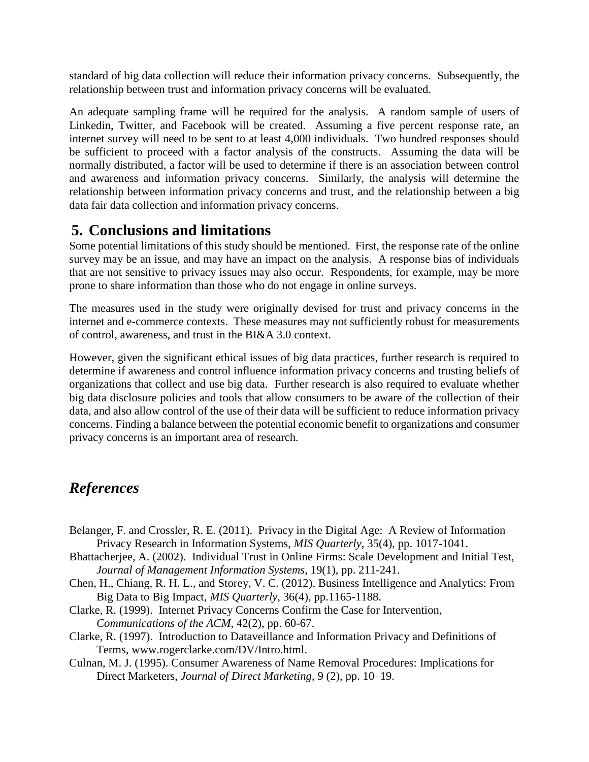standard of big data collection will reduce their information privacy concerns. Subsequently, the relationship between trust and information privacy concerns will be evaluated.

An adequate sampling frame will be required for the analysis. A random sample of users of Linkedin, Twitter, and Facebook will be created. Assuming a five percent response rate, an internet survey will need to be sent to at least 4,000 individuals. Two hundred responses should be sufficient to proceed with a factor analysis of the constructs. Assuming the data will be normally distributed, a factor will be used to determine if there is an association between control and awareness and information privacy concerns. Similarly, the analysis will determine the relationship between information privacy concerns and trust, and the relationship between a big data fair data collection and information privacy concerns.

## 5. Conclusions and limitations

Some potential limitations of this study should be mentioned. First, the response rate of the online survey may be an issue, and may have an impact on the analysis. A response bias of individuals that are not sensitive to privacy issues may also occur. Respondents, for example, may be more prone to share information than those who do not engage in online surveys.

The measures used in the study were originally devised for trust and privacy concerns in the internet and e-commerce contexts. These measures may not sufficiently robust for measurements of control, awareness, and trust in the BI&A 3.0 context.

However, given the significant ethical issues of big data practices, further research is required to determine if awareness and control influence information privacy concerns and trusting beliefs of organizations that collect and use big data. Further research is also required to evaluate whether big data disclosure policies and tools that allow consumers to be aware of the collection of their data, and also allow control of the use of their data will be sufficient to reduce information privacy concerns. Finding a balance between the potential economic benefit to organizations and consumer privacy concerns is an important area of research.

## *References*

Belanger, F. and Crossler, R. E. (2011). Privacy in the Digital Age: A Review of Information Privacy Research in Information Systems, *MIS Quarterly*, 35(4), pp. 1017-1041.

Bhattacherjee, A. (2002). Individual Trust in Online Firms: Scale Development and Initial Test, *Journal of Management Information Systems*, 19(1), pp. 211-241.

Chen, H., Chiang, R. H. L., and Storey, V. C. (2012). Business Intelligence and Analytics: From Big Data to Big Impact, *MIS Quarterly*, 36(4), pp.1165-1188.

Clarke, R. (1999). Internet Privacy Concerns Confirm the Case for Intervention, *Communications of the ACM*, 42(2), pp. 60-67.

Clarke, R. (1997). Introduction to Dataveillance and Information Privacy and Definitions of Terms, www.rogerclarke.com/DV/Intro.html.

Culnan, M. J. (1995). Consumer Awareness of Name Removal Procedures: Implications for Direct Marketers, *Journal of Direct Marketing*, 9 (2), pp. 10–19.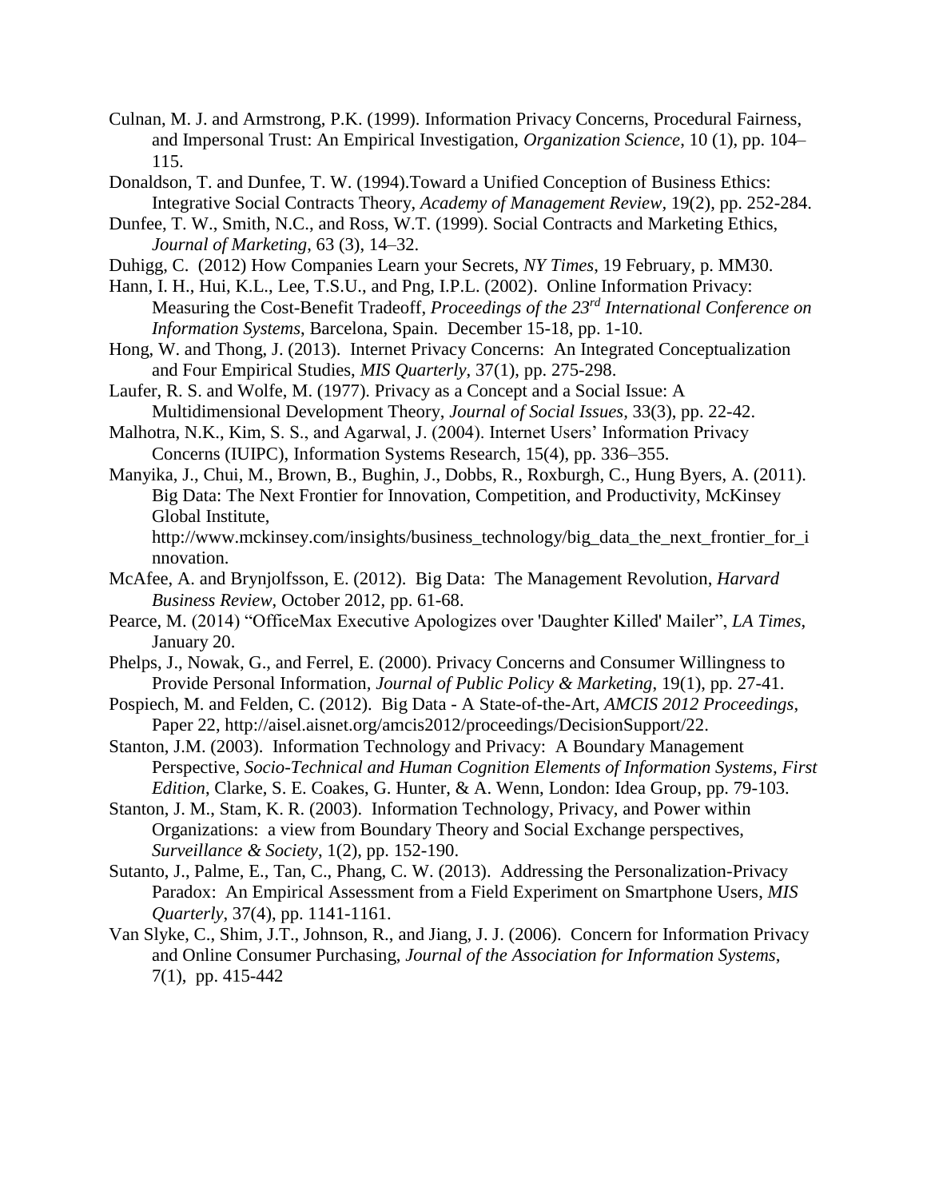Culnan, M. J. and Armstrong, P.K. (1999). Information Privacy Concerns, Procedural Fairness, and Impersonal Trust: An Empirical Investigation, *Organization Science*, 10 (1), pp. 104–115.

Donaldson, T. and Dunfee, T. W. (1994).Toward a Unified Conception of Business Ethics: Integrative Social Contracts Theory, *Academy of Management Review*, 19(2), pp. 252-284.

Dunfee, T. W., Smith, N.C., and Ross, W.T. (1999). Social Contracts and Marketing Ethics, *Journal of Marketing*, 63 (3), 14–32.

Duhigg, C. (2012) How Companies Learn your Secrets, *NY Times*, 19 February, p. MM30.

Hann, I. H., Hui, K.L., Lee, T.S.U., and Png, I.P.L. (2002). Online Information Privacy: Measuring the Cost-Benefit Tradeoff, *Proceedings of the 23rd International Conference on Information Systems*, Barcelona, Spain. December 15-18, pp. 1-10.

Hong, W. and Thong, J. (2013). Internet Privacy Concerns: An Integrated Conceptualization and Four Empirical Studies, *MIS Quarterly*, 37(1), pp. 275-298.

Laufer, R. S. and Wolfe, M. (1977). Privacy as a Concept and a Social Issue: A Multidimensional Development Theory, *Journal of Social Issues*, 33(3), pp. 22-42.

Malhotra, N.K., Kim, S. S., and Agarwal, J. (2004). Internet Users' Information Privacy Concerns (IUIPC), Information Systems Research, 15(4), pp. 336–355.

Manyika, J., Chui, M., Brown, B., Bughin, J., Dobbs, R., Roxburgh, C., Hung Byers, A. (2011). Big Data: The Next Frontier for Innovation, Competition, and Productivity, McKinsey Global Institute, http://www.mckinsey.com/insights/business_technology/big_data_the_next_frontier_for_innovation.

McAfee, A. and Brynjolfsson, E. (2012). Big Data: The Management Revolution, *Harvard Business Review*, October 2012, pp. 61-68.

Pearce, M. (2014) "OfficeMax Executive Apologizes over 'Daughter Killed' Mailer", *LA Times*, January 20.

Phelps, J., Nowak, G., and Ferrel, E. (2000). Privacy Concerns and Consumer Willingness to Provide Personal Information, *Journal of Public Policy & Marketing*, 19(1), pp. 27-41.

Pospiech, M. and Felden, C. (2012). Big Data - A State-of-the-Art, *AMCIS 2012 Proceedings*, Paper 22, http://aisel.aisnet.org/amcis2012/proceedings/DecisionSupport/22.

Stanton, J.M. (2003). Information Technology and Privacy: A Boundary Management Perspective, *Socio-Technical and Human Cognition Elements of Information Systems*, *First Edition*, Clarke, S. E. Coakes, G. Hunter, & A. Wenn, London: Idea Group, pp. 79-103.

Stanton, J. M., Stam, K. R. (2003). Information Technology, Privacy, and Power within Organizations: a view from Boundary Theory and Social Exchange perspectives, *Surveillance & Society*, 1(2), pp. 152-190.

Sutanto, J., Palme, E., Tan, C., Phang, C. W. (2013). Addressing the Personalization-Privacy Paradox: An Empirical Assessment from a Field Experiment on Smartphone Users, *MIS Quarterly*, 37(4), pp. 1141-1161.

Van Slyke, C., Shim, J.T., Johnson, R., and Jiang, J. J. (2006). Concern for Information Privacy and Online Consumer Purchasing, *Journal of the Association for Information Systems*, 7(1), pp. 415-442